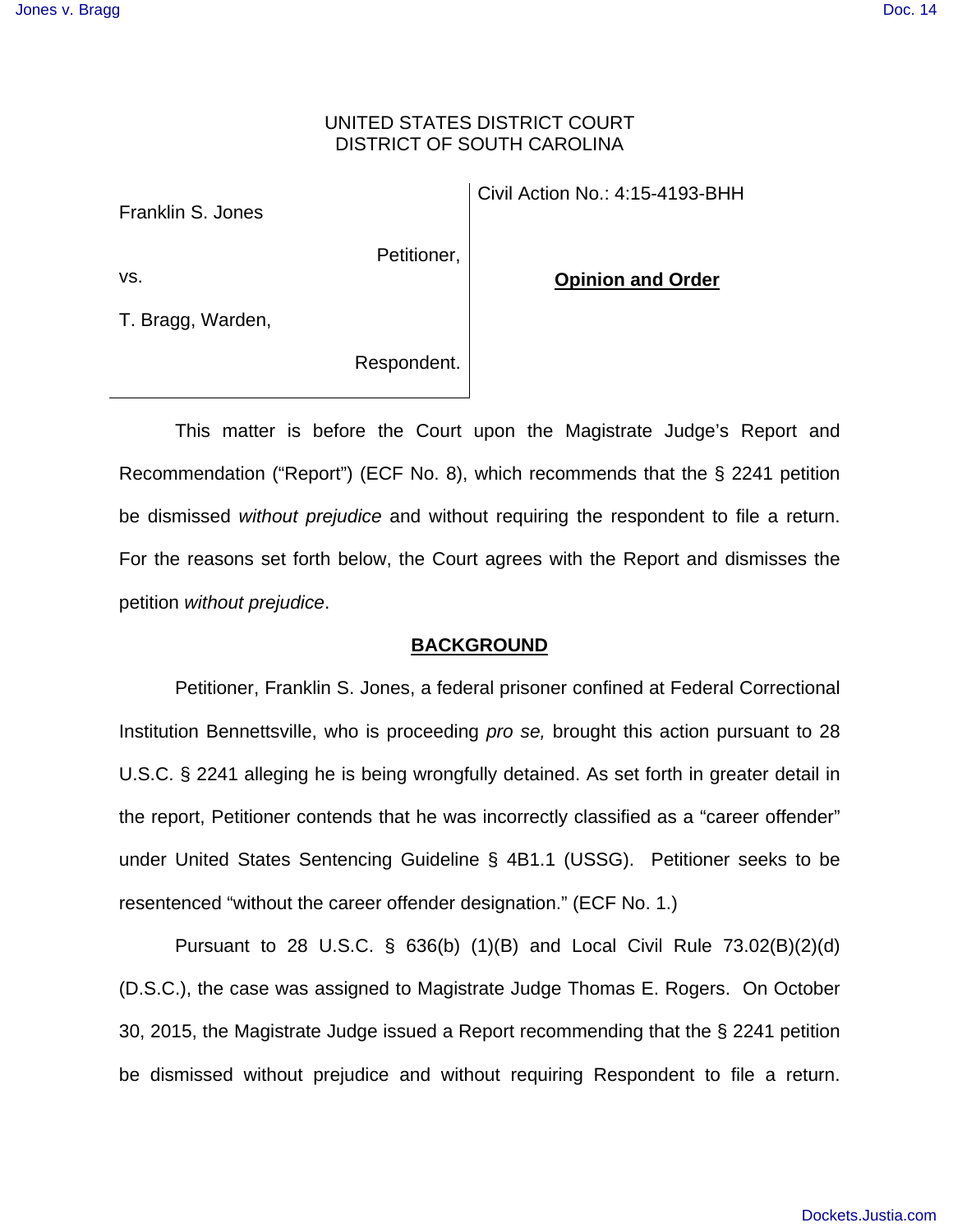UNITED STATES DISTRICT COURT
DISTRICT OF SOUTH CAROLINA

| | |
|---|---|
| Franklin S. Jones<br><br>Petitioner,<br><br>vs.<br><br>T. Bragg, Warden,<br><br>Respondent. | Civil Action No.: 4:15-4193-BHH<br><br>**Opinion and Order** |

This matter is before the Court upon the Magistrate Judge's Report and Recommendation ("Report") (ECF No. 8), which recommends that the § 2241 petition be dismissed *without prejudice* and without requiring the respondent to file a return. For the reasons set forth below, the Court agrees with the Report and dismisses the petition *without prejudice*.

## BACKGROUND

Petitioner, Franklin S. Jones, a federal prisoner confined at Federal Correctional Institution Bennettsville, who is proceeding *pro se,* brought this action pursuant to 28 U.S.C. § 2241 alleging he is being wrongfully detained. As set forth in greater detail in the report, Petitioner contends that he was incorrectly classified as a "career offender" under United States Sentencing Guideline § 4B1.1 (USSG). Petitioner seeks to be resentenced "without the career offender designation." (ECF No. 1.)

Pursuant to 28 U.S.C. § 636(b) (1)(B) and Local Civil Rule 73.02(B)(2)(d) (D.S.C.), the case was assigned to Magistrate Judge Thomas E. Rogers. On October 30, 2015, the Magistrate Judge issued a Report recommending that the § 2241 petition be dismissed without prejudice and without requiring Respondent to file a return.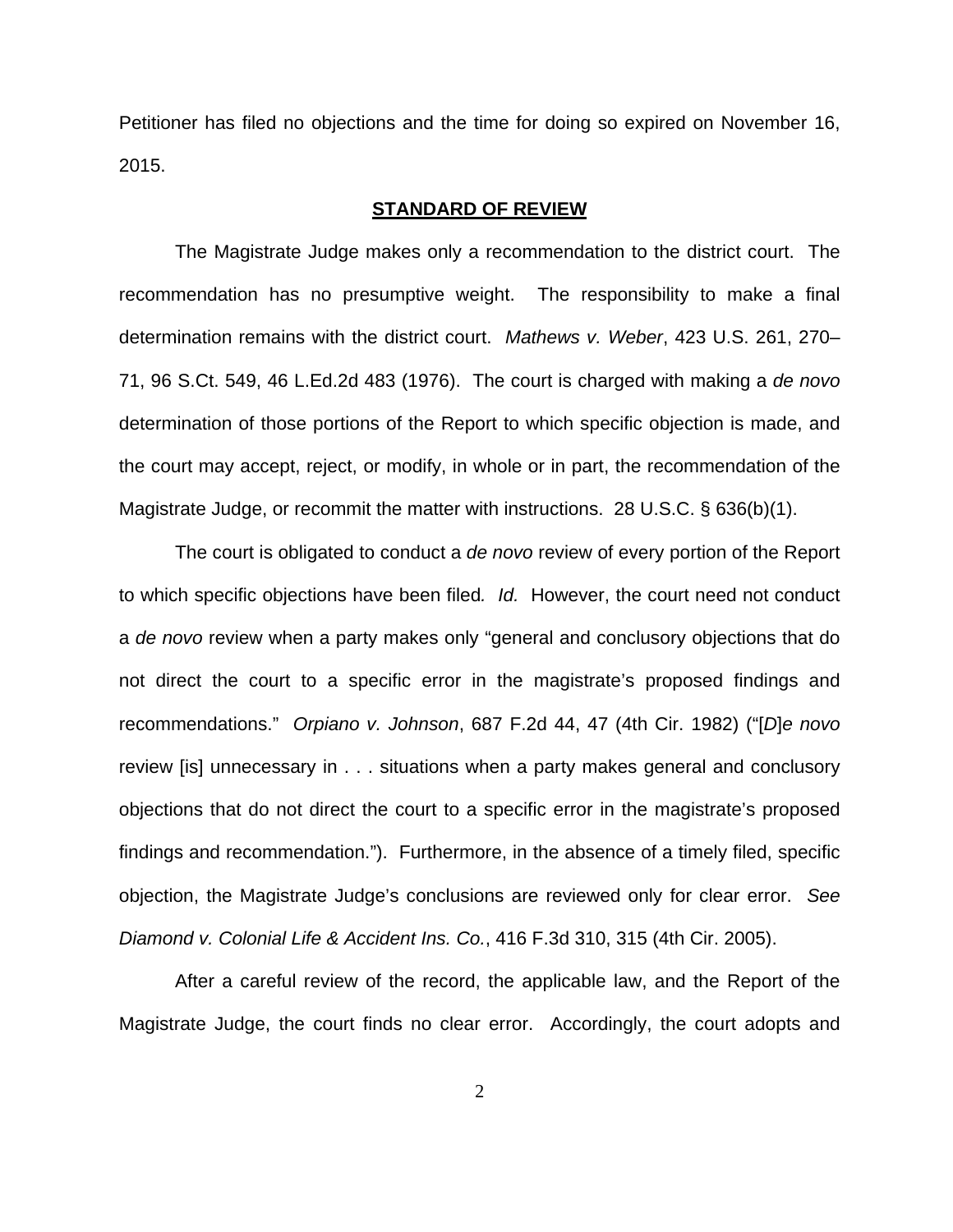Petitioner has filed no objections and the time for doing so expired on November 16, 2015.

## **STANDARD OF REVIEW**

The Magistrate Judge makes only a recommendation to the district court. The recommendation has no presumptive weight. The responsibility to make a final determination remains with the district court. *Mathews v. Weber*, 423 U.S. 261, 270–71, 96 S.Ct. 549, 46 L.Ed.2d 483 (1976). The court is charged with making a *de novo* determination of those portions of the Report to which specific objection is made, and the court may accept, reject, or modify, in whole or in part, the recommendation of the Magistrate Judge, or recommit the matter with instructions. 28 U.S.C. § 636(b)(1).

The court is obligated to conduct a *de novo* review of every portion of the Report to which specific objections have been filed*. Id.* However, the court need not conduct a *de novo* review when a party makes only "general and conclusory objections that do not direct the court to a specific error in the magistrate's proposed findings and recommendations." *Orpiano v. Johnson*, 687 F.2d 44, 47 (4th Cir. 1982) ("[*D*]*e novo* review [is] unnecessary in . . . situations when a party makes general and conclusory objections that do not direct the court to a specific error in the magistrate's proposed findings and recommendation."). Furthermore, in the absence of a timely filed, specific objection, the Magistrate Judge's conclusions are reviewed only for clear error. *See Diamond v. Colonial Life & Accident Ins. Co.*, 416 F.3d 310, 315 (4th Cir. 2005).

After a careful review of the record, the applicable law, and the Report of the Magistrate Judge, the court finds no clear error. Accordingly, the court adopts and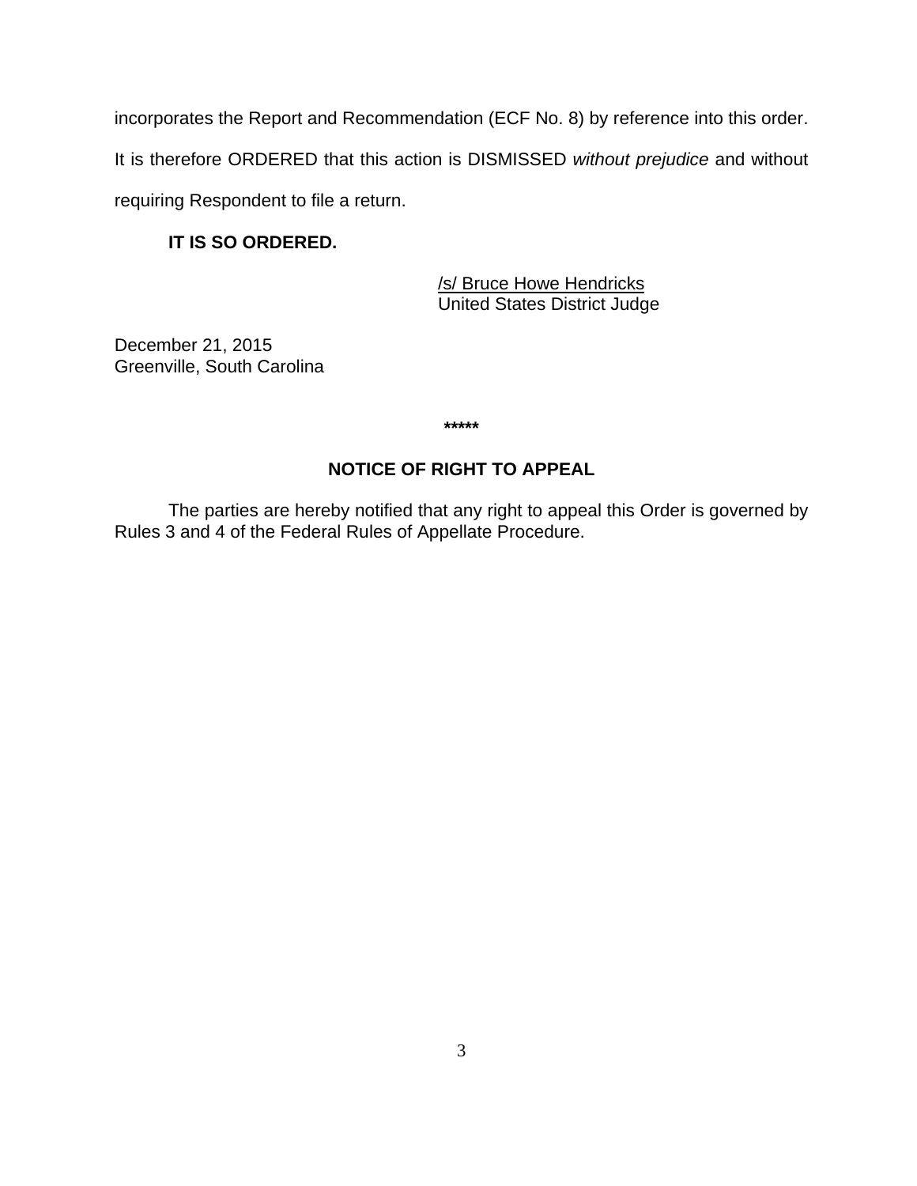incorporates the Report and Recommendation (ECF No. 8) by reference into this order. It is therefore ORDERED that this action is DISMISSED *without prejudice* and without requiring Respondent to file a return.

**IT IS SO ORDERED.**

/s/ Bruce Howe Hendricks
United States District Judge

December 21, 2015
Greenville, South Carolina

**\*\*\*\*\***

**NOTICE OF RIGHT TO APPEAL**

The parties are hereby notified that any right to appeal this Order is governed by Rules 3 and 4 of the Federal Rules of Appellate Procedure.